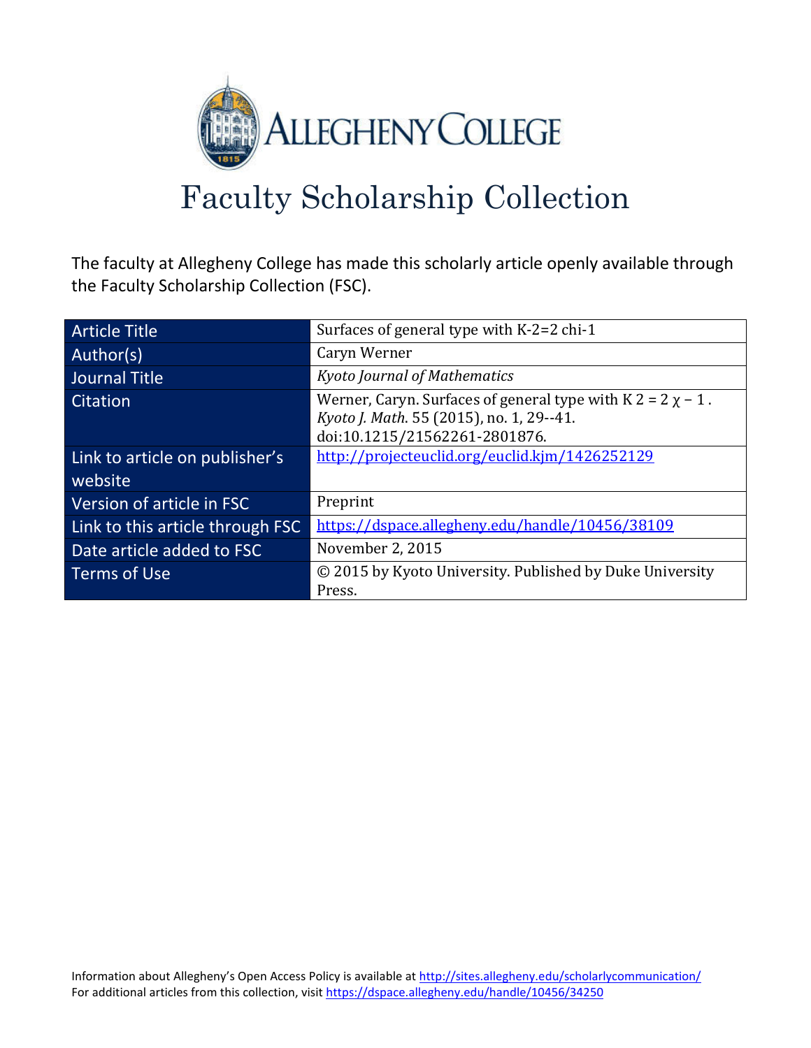# Allegheny College

## Faculty Scholarship Collection

The faculty at Allegheny College has made this scholarly article openly available through the Faculty Scholarship Collection (FSC).

| | |
|---|---|
| Article Title | Surfaces of general type with K-2=2 chi-1 |
| Author(s) | Caryn Werner |
| Journal Title | *Kyoto Journal of Mathematics* |
| Citation | Werner, Caryn. Surfaces of general type with K 2 = 2 χ − 1 . *Kyoto J. Math.* 55 (2015), no. 1, 29--41. doi:10.1215/21562261-2801876. |
| Link to article on publisher's website | http://projecteuclid.org/euclid.kjm/1426252129 |
| Version of article in FSC | Preprint |
| Link to this article through FSC | https://dspace.allegheny.edu/handle/10456/38109 |
| Date article added to FSC | November 2, 2015 |
| Terms of Use | © 2015 by Kyoto University. Published by Duke University Press. |

Information about Allegheny's Open Access Policy is available at http://sites.allegheny.edu/scholarlycommunication/
For additional articles from this collection, visit https://dspace.allegheny.edu/handle/10456/34250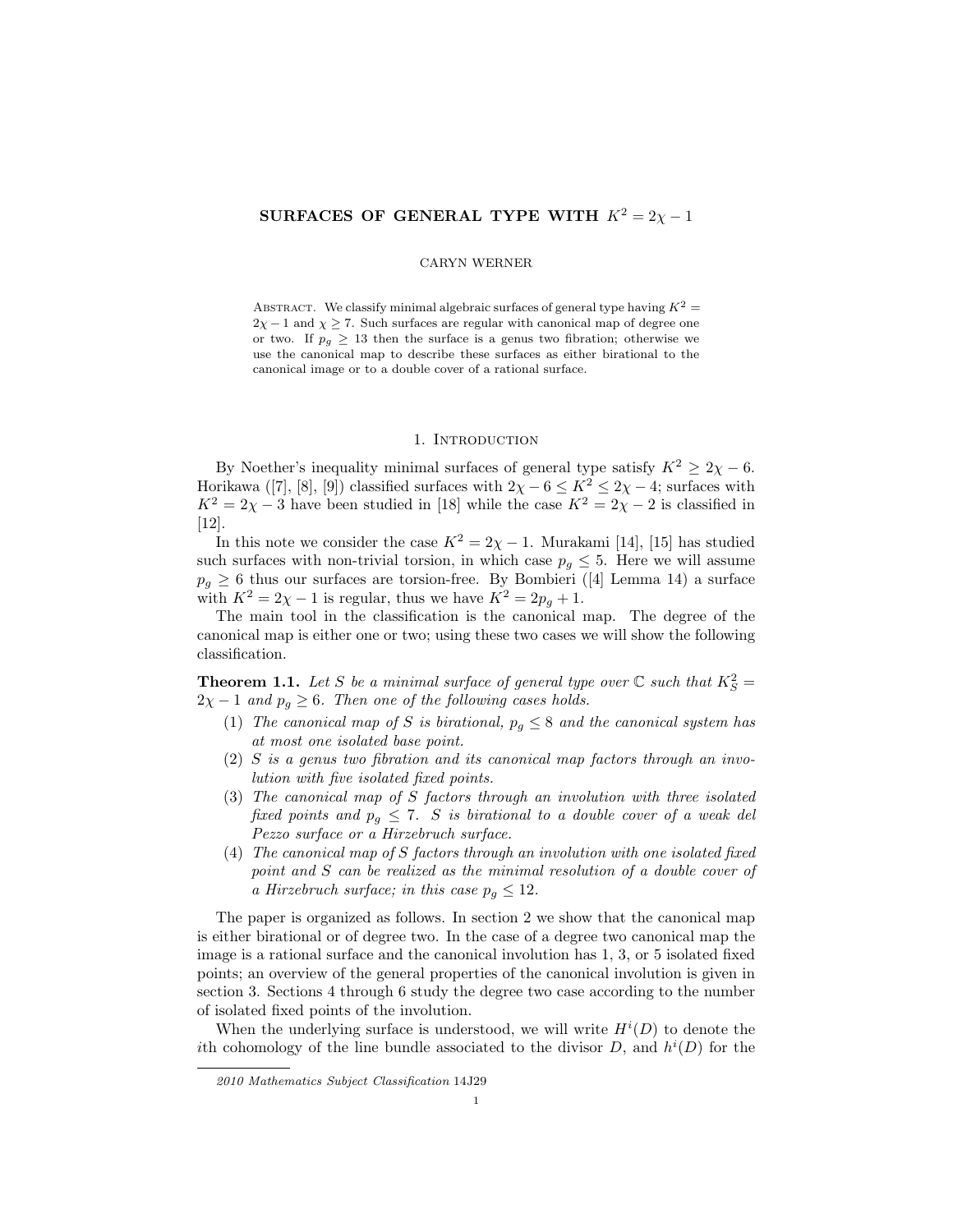**SURFACES OF GENERAL TYPE WITH $K^2 = 2\chi - 1$**

CARYN WERNER

ABSTRACT. We classify minimal algebraic surfaces of general type having $K^2 = 2\chi - 1$ and $\chi \geq 7$. Such surfaces are regular with canonical map of degree one or two. If $p_g \geq 13$ then the surface is a genus two fibration; otherwise we use the canonical map to describe these surfaces as either birational to the canonical image or to a double cover of a rational surface.

## 1. Introduction

By Noether's inequality minimal surfaces of general type satisfy $K^2 \geq 2\chi - 6$. Horikawa ([7], [8], [9]) classified surfaces with $2\chi - 6 \leq K^2 \leq 2\chi - 4$; surfaces with $K^2 = 2\chi - 3$ have been studied in [18] while the case $K^2 = 2\chi - 2$ is classified in [12].

In this note we consider the case $K^2 = 2\chi - 1$. Murakami [14], [15] has studied such surfaces with non-trivial torsion, in which case $p_g \leq 5$. Here we will assume $p_g \geq 6$ thus our surfaces are torsion-free. By Bombieri ([4] Lemma 14) a surface with $K^2 = 2\chi - 1$ is regular, thus we have $K^2 = 2p_g + 1$.

The main tool in the classification is the canonical map. The degree of the canonical map is either one or two; using these two cases we will show the following classification.

**Theorem 1.1.** *Let $S$ be a minimal surface of general type over $\mathbb{C}$ such that $K_S^2 = 2\chi - 1$ and $p_g \geq 6$. Then one of the following cases holds.*

1. *The canonical map of $S$ is birational, $p_g \leq 8$ and the canonical system has at most one isolated base point.*
2. *$S$ is a genus two fibration and its canonical map factors through an involution with five isolated fixed points.*
3. *The canonical map of $S$ factors through an involution with three isolated fixed points and $p_g \leq 7$. $S$ is birational to a double cover of a weak del Pezzo surface or a Hirzebruch surface.*
4. *The canonical map of $S$ factors through an involution with one isolated fixed point and $S$ can be realized as the minimal resolution of a double cover of a Hirzebruch surface; in this case $p_g \leq 12$.*

The paper is organized as follows. In section 2 we show that the canonical map is either birational or of degree two. In the case of a degree two canonical map the image is a rational surface and the canonical involution has 1, 3, or 5 isolated fixed points; an overview of the general properties of the canonical involution is given in section 3. Sections 4 through 6 study the degree two case according to the number of isolated fixed points of the involution.

When the underlying surface is understood, we will write $H^i(D)$ to denote the $i$th cohomology of the line bundle associated to the divisor $D$, and $h^i(D)$ for the

*2010 Mathematics Subject Classification* 14J29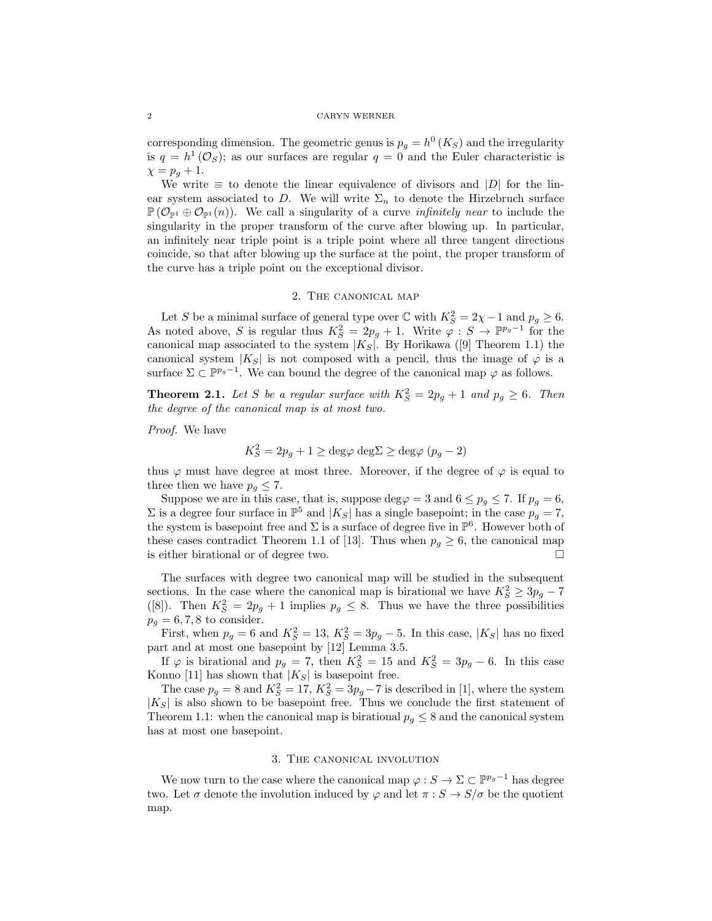corresponding dimension. The geometric genus is $p_g = h^0(K_S)$ and the irregularity is $q = h^1(\mathcal{O}_S)$; as our surfaces are regular $q = 0$ and the Euler characteristic is $\chi = p_g + 1$.

We write $\equiv$ to denote the linear equivalence of divisors and $|D|$ for the linear system associated to $D$. We will write $\Sigma_n$ to denote the Hirzebruch surface $\mathbb{P}(\mathcal{O}_{\mathbb{P}^1} \oplus \mathcal{O}_{\mathbb{P}^1}(n))$. We call a singularity of a curve *infinitely near* to include the singularity in the proper transform of the curve after blowing up. In particular, an infinitely near triple point is a triple point where all three tangent directions coincide, so that after blowing up the surface at the point, the proper transform of the curve has a triple point on the exceptional divisor.

## 2. The canonical map

Let $S$ be a minimal surface of general type over $\mathbb{C}$ with $K_S^2 = 2\chi - 1$ and $p_g \geq 6$. As noted above, $S$ is regular thus $K_S^2 = 2p_g + 1$. Write $\varphi : S \to \mathbb{P}^{p_g - 1}$ for the canonical map associated to the system $|K_S|$. By Horikawa ([9] Theorem 1.1) the canonical system $|K_S|$ is not composed with a pencil, thus the image of $\varphi$ is a surface $\Sigma \subset \mathbb{P}^{p_g-1}$. We can bound the degree of the canonical map $\varphi$ as follows.

**Theorem 2.1.** *Let $S$ be a regular surface with $K_S^2 = 2p_g + 1$ and $p_g \geq 6$. Then the degree of the canonical map is at most two.*

*Proof.* We have

$$K_S^2 = 2p_g + 1 \geq \deg\varphi \deg\Sigma \geq \deg\varphi \, (p_g - 2)$$

thus $\varphi$ must have degree at most three. Moreover, if the degree of $\varphi$ is equal to three then we have $p_g \leq 7$.

Suppose we are in this case, that is, suppose $\deg\varphi = 3$ and $6 \leq p_g \leq 7$. If $p_g = 6$, $\Sigma$ is a degree four surface in $\mathbb{P}^5$ and $|K_S|$ has a single basepoint; in the case $p_g = 7$, the system is basepoint free and $\Sigma$ is a surface of degree five in $\mathbb{P}^6$. However both of these cases contradict Theorem 1.1 of [13]. Thus when $p_g \geq 6$, the canonical map is either birational or of degree two. $\square$

The surfaces with degree two canonical map will be studied in the subsequent sections. In the case where the canonical map is birational we have $K_S^2 \geq 3p_g - 7$ ([8]). Then $K_S^2 = 2p_g + 1$ implies $p_g \leq 8$. Thus we have the three possibilities $p_g = 6, 7, 8$ to consider.

First, when $p_g = 6$ and $K_S^2 = 13$, $K_S^2 = 3p_g - 5$. In this case, $|K_S|$ has no fixed part and at most one basepoint by [12] Lemma 3.5.

If $\varphi$ is birational and $p_g = 7$, then $K_S^2 = 15$ and $K_S^2 = 3p_g - 6$. In this case Konno [11] has shown that $|K_S|$ is basepoint free.

The case $p_g = 8$ and $K_S^2 = 17$, $K_S^2 = 3p_g - 7$ is described in [1], where the system $|K_S|$ is also shown to be basepoint free. Thus we conclude the first statement of Theorem 1.1: when the canonical map is birational $p_g \leq 8$ and the canonical system has at most one basepoint.

## 3. The canonical involution

We now turn to the case where the canonical map $\varphi : S \to \Sigma \subset \mathbb{P}^{p_g-1}$ has degree two. Let $\sigma$ denote the involution induced by $\varphi$ and let $\pi : S \to S/\sigma$ be the quotient map.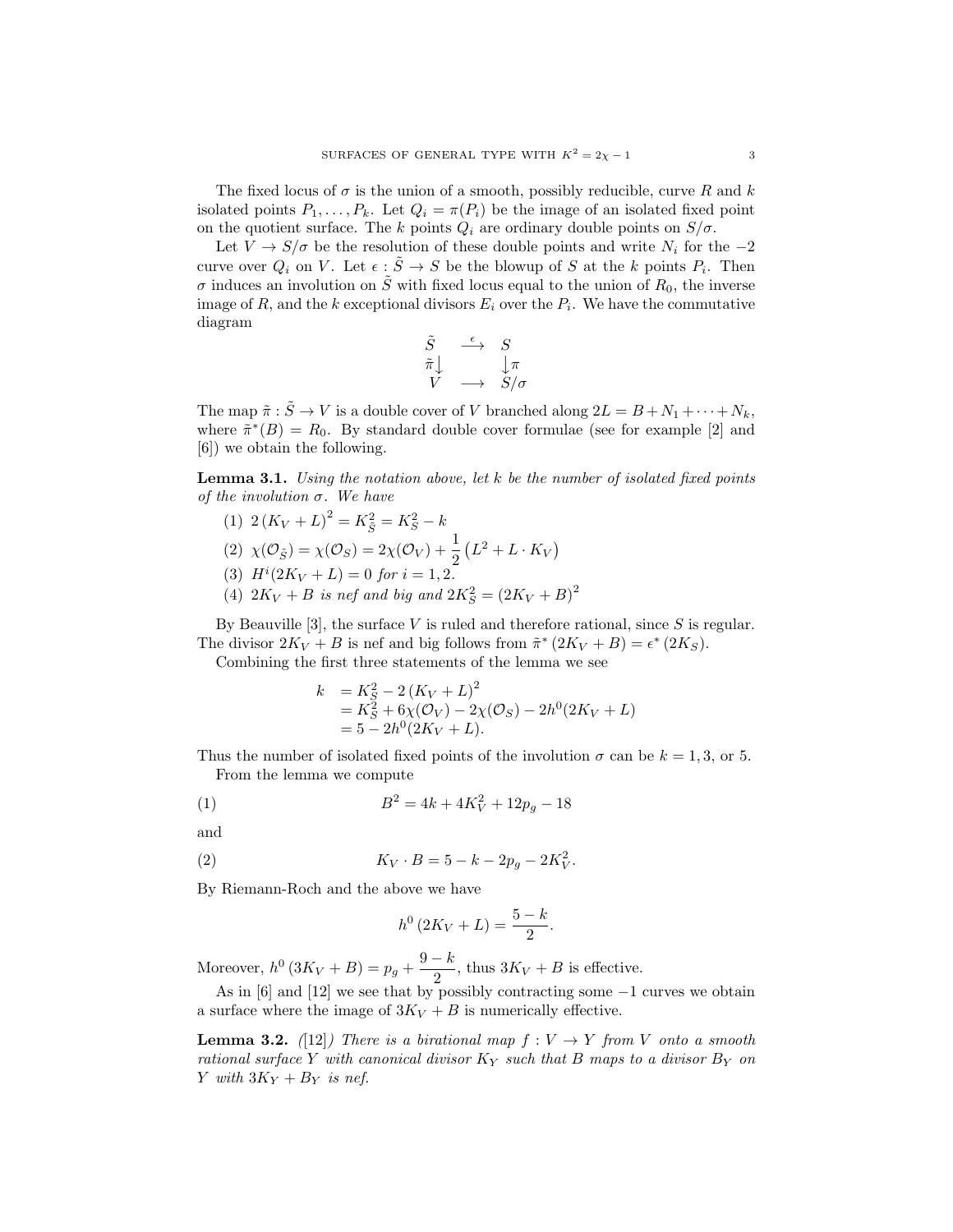The fixed locus of $\sigma$ is the union of a smooth, possibly reducible, curve $R$ and $k$ isolated points $P_1, \ldots, P_k$. Let $Q_i = \pi(P_i)$ be the image of an isolated fixed point on the quotient surface. The $k$ points $Q_i$ are ordinary double points on $S/\sigma$.

Let $V \to S/\sigma$ be the resolution of these double points and write $N_i$ for the $-2$ curve over $Q_i$ on $V$. Let $\epsilon : \tilde{S} \to S$ be the blowup of $S$ at the $k$ points $P_i$. Then $\sigma$ induces an involution on $\tilde{S}$ with fixed locus equal to the union of $R_0$, the inverse image of $R$, and the $k$ exceptional divisors $E_i$ over the $P_i$. We have the commutative diagram

$$\begin{array}{ccc} \tilde{S} & \xrightarrow{\epsilon} & S \\ \tilde{\pi}\downarrow & & \downarrow\pi \\ V & \longrightarrow & S/\sigma \end{array}$$

The map $\tilde{\pi} : \tilde{S} \to V$ is a double cover of $V$ branched along $2L = B + N_1 + \cdots + N_k$, where $\tilde{\pi}^*(B) = R_0$. By standard double cover formulae (see for example [2] and [6]) we obtain the following.

**Lemma 3.1.** *Using the notation above, let $k$ be the number of isolated fixed points of the involution $\sigma$. We have*

1. $2\left(K_V + L\right)^2 = K_{\tilde{S}}^2 = K_S^2 - k$
2. $\chi(\mathcal{O}_{\tilde{S}}) = \chi(\mathcal{O}_S) = 2\chi(\mathcal{O}_V) + \dfrac{1}{2}\left(L^2 + L \cdot K_V\right)$
3. $H^i(2K_V + L) = 0$ *for* $i = 1, 2$.
4. $2K_V + B$ *is nef and big and* $2K_S^2 = \left(2K_V + B\right)^2$

By Beauville [3], the surface $V$ is ruled and therefore rational, since $S$ is regular. The divisor $2K_V + B$ is nef and big follows from $\tilde{\pi}^*\left(2K_V + B\right) = \epsilon^*\left(2K_S\right)$.

Combining the first three statements of the lemma we see

$$\begin{aligned} k &= K_S^2 - 2\left(K_V + L\right)^2 \\ &= K_S^2 + 6\chi(\mathcal{O}_V) - 2\chi(\mathcal{O}_S) - 2h^0(2K_V + L) \\ &= 5 - 2h^0(2K_V + L). \end{aligned}$$

Thus the number of isolated fixed points of the involution $\sigma$ can be $k = 1, 3$, or $5$.

From the lemma we compute

$$B^2 = 4k + 4K_V^2 + 12p_g - 18 \tag{1}$$

and

$$K_V \cdot B = 5 - k - 2p_g - 2K_V^2. \tag{2}$$

By Riemann-Roch and the above we have

$$h^0\left(2K_V + L\right) = \frac{5-k}{2}.$$

Moreover, $h^0\left(3K_V + B\right) = p_g + \dfrac{9-k}{2}$, thus $3K_V + B$ is effective.

As in [6] and [12] we see that by possibly contracting some $-1$ curves we obtain a surface where the image of $3K_V + B$ is numerically effective.

**Lemma 3.2.** *([12]) There is a birational map $f : V \to Y$ from $V$ onto a smooth rational surface $Y$ with canonical divisor $K_Y$ such that $B$ maps to a divisor $B_Y$ on $Y$ with $3K_Y + B_Y$ is nef.*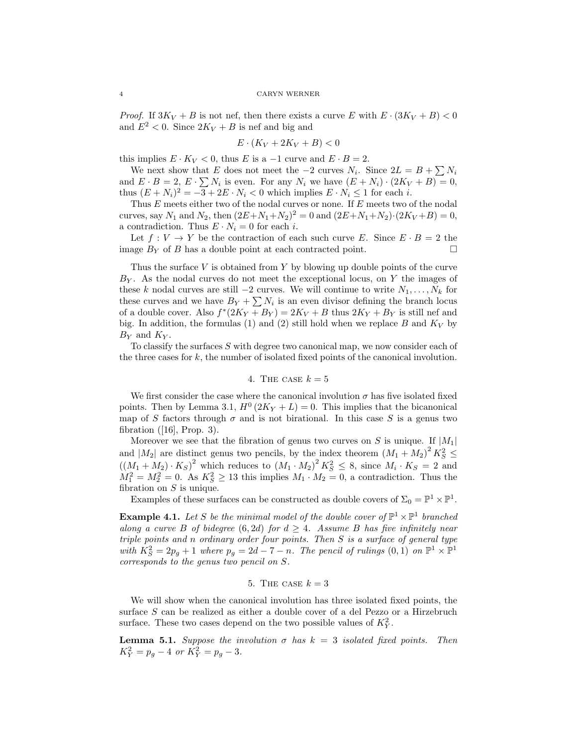*Proof.* If $3K_V + B$ is not nef, then there exists a curve $E$ with $E \cdot (3K_V + B) < 0$ and $E^2 < 0$. Since $2K_V + B$ is nef and big and

$$E \cdot (K_V + 2K_V + B) < 0$$

this implies $E \cdot K_V < 0$, thus $E$ is a $-1$ curve and $E \cdot B = 2$.

We next show that $E$ does not meet the $-2$ curves $N_i$. Since $2L = B + \sum N_i$ and $E \cdot B = 2$, $E \cdot \sum N_i$ is even. For any $N_i$ we have $(E + N_i) \cdot (2K_V + B) = 0$, thus $(E + N_i)^2 = -3 + 2E \cdot N_i < 0$ which implies $E \cdot N_i \leq 1$ for each $i$.

Thus $E$ meets either two of the nodal curves or none. If $E$ meets two of the nodal curves, say $N_1$ and $N_2$, then $(2E + N_1 + N_2)^2 = 0$ and $(2E + N_1 + N_2) \cdot (2K_V + B) = 0$, a contradiction. Thus $E \cdot N_i = 0$ for each $i$.

Let $f : V \to Y$ be the contraction of each such curve $E$. Since $E \cdot B = 2$ the image $B_Y$ of $B$ has a double point at each contracted point. □

Thus the surface $V$ is obtained from $Y$ by blowing up double points of the curve $B_Y$. As the nodal curves do not meet the exceptional locus, on $Y$ the images of these $k$ nodal curves are still $-2$ curves. We will continue to write $N_1, \ldots, N_k$ for these curves and we have $B_Y + \sum N_i$ is an even divisor defining the branch locus of a double cover. Also $f^*(2K_Y + B_Y) = 2K_V + B$ thus $2K_Y + B_Y$ is still nef and big. In addition, the formulas (1) and (2) still hold when we replace $B$ and $K_V$ by $B_Y$ and $K_Y$.

To classify the surfaces $S$ with degree two canonical map, we now consider each of the three cases for $k$, the number of isolated fixed points of the canonical involution.

## 4. The case $k = 5$

We first consider the case where the canonical involution $\sigma$ has five isolated fixed points. Then by Lemma 3.1, $H^0(2K_Y + L) = 0$. This implies that the bicanonical map of $S$ factors through $\sigma$ and is not birational. In this case $S$ is a genus two fibration ([16], Prop. 3).

Moreover we see that the fibration of genus two curves on $S$ is unique. If $|M_1|$ and $|M_2|$ are distinct genus two pencils, by the index theorem $(M_1 + M_2)^2 K_S^2 \leq ((M_1 + M_2) \cdot K_S)^2$ which reduces to $(M_1 \cdot M_2)^2 K_S^2 \leq 8$, since $M_i \cdot K_S = 2$ and $M_1^2 = M_2^2 = 0$. As $K_S^2 \geq 13$ this implies $M_1 \cdot M_2 = 0$, a contradiction. Thus the fibration on $S$ is unique.

Examples of these surfaces can be constructed as double covers of $\Sigma_0 = \mathbb{P}^1 \times \mathbb{P}^1$.

**Example 4.1.** *Let $S$ be the minimal model of the double cover of $\mathbb{P}^1 \times \mathbb{P}^1$ branched along a curve $B$ of bidegree $(6, 2d)$ for $d \geq 4$. Assume $B$ has five infinitely near triple points and $n$ ordinary order four points. Then $S$ is a surface of general type with $K_S^2 = 2p_g + 1$ where $p_g = 2d - 7 - n$. The pencil of rulings $(0, 1)$ on $\mathbb{P}^1 \times \mathbb{P}^1$ corresponds to the genus two pencil on $S$.*

## 5. The case $k = 3$

We will show when the canonical involution has three isolated fixed points, the surface $S$ can be realized as either a double cover of a del Pezzo or a Hirzebruch surface. These two cases depend on the two possible values of $K_Y^2$.

**Lemma 5.1.** *Suppose the involution $\sigma$ has $k = 3$ isolated fixed points. Then $K_Y^2 = p_g - 4$ or $K_Y^2 = p_g - 3$.*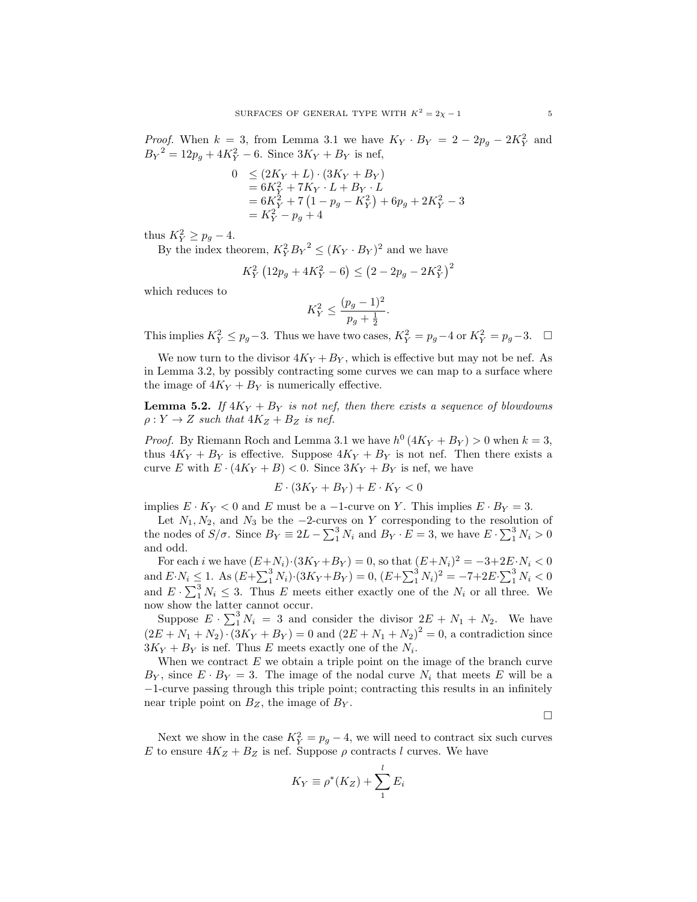*Proof.* When $k = 3$, from Lemma 3.1 we have $K_Y \cdot B_Y = 2 - 2p_g - 2K_Y^2$ and ${B_Y}^2 = 12p_g + 4K_Y^2 - 6$. Since $3K_Y + B_Y$ is nef,

$$\begin{aligned} 0 &\leq (2K_Y + L) \cdot (3K_Y + B_Y) \\ &= 6K_Y^2 + 7K_Y \cdot L + B_Y \cdot L \\ &= 6K_Y^2 + 7\left(1 - p_g - K_Y^2\right) + 6p_g + 2K_Y^2 - 3 \\ &= K_Y^2 - p_g + 4 \end{aligned}$$

thus $K_Y^2 \geq p_g - 4$.

By the index theorem, $K_Y^2 {B_Y}^2 \leq (K_Y \cdot B_Y)^2$ and we have

$$K_Y^2\left(12p_g + 4K_Y^2 - 6\right) \leq \left(2 - 2p_g - 2K_Y^2\right)^2$$

which reduces to

$$K_Y^2 \leq \frac{(p_g-1)^2}{p_g + \frac{1}{2}}.$$

This implies $K_Y^2 \leq p_g - 3$. Thus we have two cases, $K_Y^2 = p_g - 4$ or $K_Y^2 = p_g - 3$. □

We now turn to the divisor $4K_Y + B_Y$, which is effective but may not be nef. As in Lemma 3.2, by possibly contracting some curves we can map to a surface where the image of $4K_Y + B_Y$ is numerically effective.

**Lemma 5.2.** *If $4K_Y + B_Y$ is not nef, then there exists a sequence of blowdowns $\rho : Y \to Z$ such that $4K_Z + B_Z$ is nef.*

*Proof.* By Riemann Roch and Lemma 3.1 we have $h^0\left(4K_Y + B_Y\right) > 0$ when $k = 3$, thus $4K_Y + B_Y$ is effective. Suppose $4K_Y + B_Y$ is not nef. Then there exists a curve $E$ with $E \cdot (4K_Y + B) < 0$. Since $3K_Y + B_Y$ is nef, we have

$$E \cdot (3K_Y + B_Y) + E \cdot K_Y < 0$$

implies $E \cdot K_Y < 0$ and $E$ must be a $-1$-curve on $Y$. This implies $E \cdot B_Y = 3$.

Let $N_1, N_2$, and $N_3$ be the $-2$-curves on $Y$ corresponding to the resolution of the nodes of $S/\sigma$. Since $B_Y \equiv 2L - \sum_1^3 N_i$ and $B_Y \cdot E = 3$, we have $E \cdot \sum_1^3 N_i > 0$ and odd.

For each $i$ we have $(E+N_i)\cdot(3K_Y+B_Y) = 0$, so that $(E+N_i)^2 = -3+2E\cdot N_i < 0$ and $E\cdot N_i \leq 1$. As $(E+\sum_1^3 N_i)\cdot(3K_Y+B_Y) = 0$, $(E+\sum_1^3 N_i)^2 = -7+2E\cdot\sum_1^3 N_i < 0$ and $E \cdot \sum_1^3 N_i \leq 3$. Thus $E$ meets either exactly one of the $N_i$ or all three. We now show the latter cannot occur.

Suppose $E \cdot \sum_1^3 N_i = 3$ and consider the divisor $2E + N_1 + N_2$. We have $(2E + N_1 + N_2) \cdot (3K_Y + B_Y) = 0$ and $(2E + N_1 + N_2)^2 = 0$, a contradiction since $3K_Y + B_Y$ is nef. Thus $E$ meets exactly one of the $N_i$.

When we contract $E$ we obtain a triple point on the image of the branch curve $B_Y$, since $E \cdot B_Y = 3$. The image of the nodal curve $N_i$ that meets $E$ will be a $-1$-curve passing through this triple point; contracting this results in an infinitely near triple point on $B_Z$, the image of $B_Y$.

□

Next we show in the case $K_Y^2 = p_g - 4$, we will need to contract six such curves $E$ to ensure $4K_Z + B_Z$ is nef. Suppose $\rho$ contracts $l$ curves. We have

$$K_Y \equiv \rho^*(K_Z) + \sum_1^l E_i$$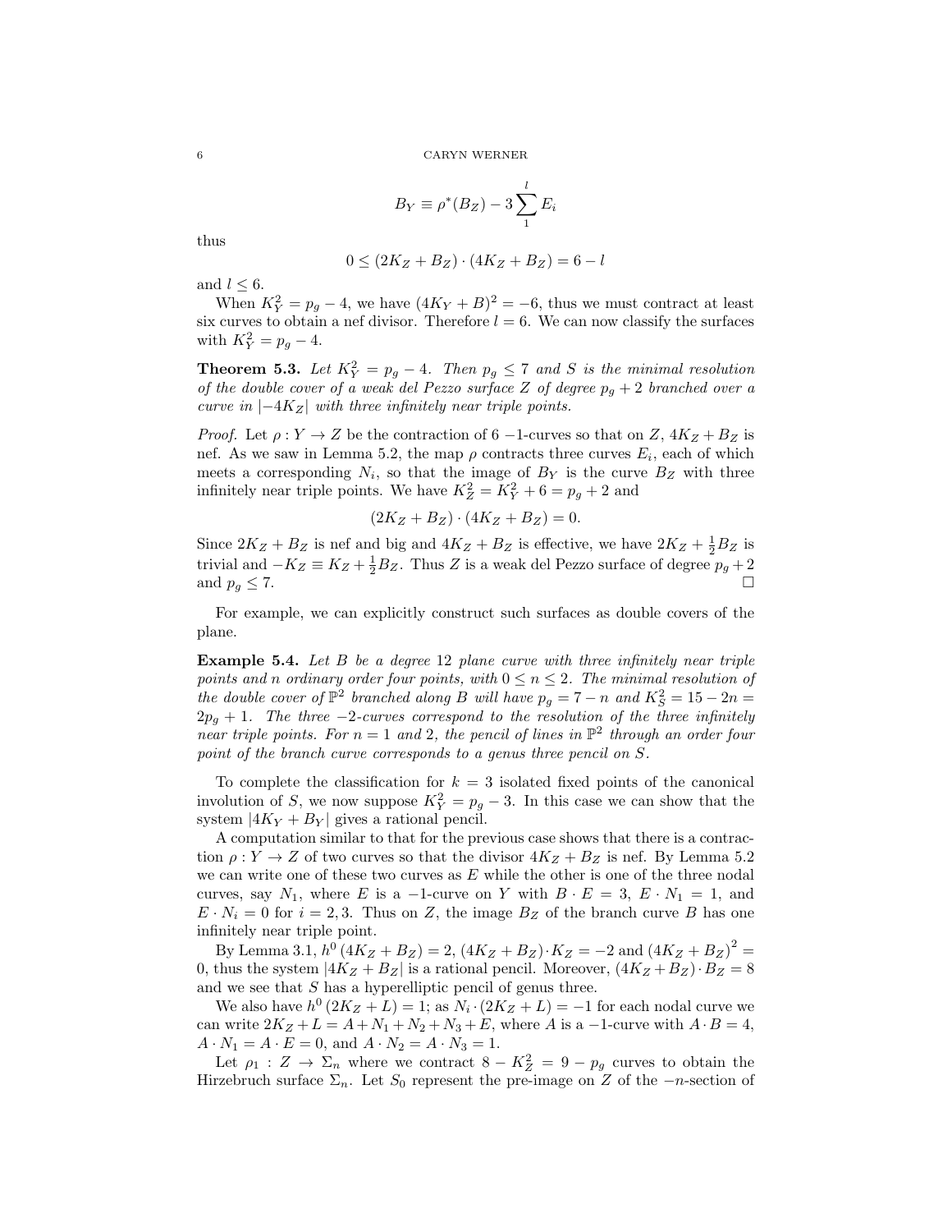$$B_Y \equiv \rho^*(B_Z) - 3\sum_1^l E_i$$

thus

$$0 \leq (2K_Z + B_Z) \cdot (4K_Z + B_Z) = 6 - l$$

and $l \leq 6$.

When $K_Y^2 = p_g - 4$, we have $(4K_Y + B)^2 = -6$, thus we must contract at least six curves to obtain a nef divisor. Therefore $l = 6$. We can now classify the surfaces with $K_Y^2 = p_g - 4$.

**Theorem 5.3.** *Let $K_Y^2 = p_g - 4$. Then $p_g \leq 7$ and $S$ is the minimal resolution of the double cover of a weak del Pezzo surface $Z$ of degree $p_g + 2$ branched over a curve in $|-4K_Z|$ with three infinitely near triple points.*

*Proof.* Let $\rho : Y \to Z$ be the contraction of 6 $-1$-curves so that on $Z$, $4K_Z + B_Z$ is nef. As we saw in Lemma 5.2, the map $\rho$ contracts three curves $E_i$, each of which meets a corresponding $N_i$, so that the image of $B_Y$ is the curve $B_Z$ with three infinitely near triple points. We have $K_Z^2 = K_Y^2 + 6 = p_g + 2$ and

$$(2K_Z + B_Z) \cdot (4K_Z + B_Z) = 0.$$

Since $2K_Z + B_Z$ is nef and big and $4K_Z + B_Z$ is effective, we have $2K_Z + \frac{1}{2}B_Z$ is trivial and $-K_Z \equiv K_Z + \frac{1}{2}B_Z$. Thus $Z$ is a weak del Pezzo surface of degree $p_g + 2$ and $p_g \leq 7$. □

For example, we can explicitly construct such surfaces as double covers of the plane.

**Example 5.4.** *Let $B$ be a degree 12 plane curve with three infinitely near triple points and $n$ ordinary order four points, with $0 \leq n \leq 2$. The minimal resolution of the double cover of $\mathbb{P}^2$ branched along $B$ will have $p_g = 7 - n$ and $K_S^2 = 15 - 2n = 2p_g + 1$. The three $-2$-curves correspond to the resolution of the three infinitely near triple points. For $n = 1$ and 2, the pencil of lines in $\mathbb{P}^2$ through an order four point of the branch curve corresponds to a genus three pencil on $S$.*

To complete the classification for $k = 3$ isolated fixed points of the canonical involution of $S$, we now suppose $K_Y^2 = p_g - 3$. In this case we can show that the system $|4K_Y + B_Y|$ gives a rational pencil.

A computation similar to that for the previous case shows that there is a contraction $\rho : Y \to Z$ of two curves so that the divisor $4K_Z + B_Z$ is nef. By Lemma 5.2 we can write one of these two curves as $E$ while the other is one of the three nodal curves, say $N_1$, where $E$ is a $-1$-curve on $Y$ with $B \cdot E = 3$, $E \cdot N_1 = 1$, and $E \cdot N_i = 0$ for $i = 2, 3$. Thus on $Z$, the image $B_Z$ of the branch curve $B$ has one infinitely near triple point.

By Lemma 3.1, $h^0(4K_Z + B_Z) = 2$, $(4K_Z + B_Z) \cdot K_Z = -2$ and $(4K_Z + B_Z)^2 = 0$, thus the system $|4K_Z + B_Z|$ is a rational pencil. Moreover, $(4K_Z + B_Z) \cdot B_Z = 8$ and we see that $S$ has a hyperelliptic pencil of genus three.

We also have $h^0(2K_Z + L) = 1$; as $N_i \cdot (2K_Z + L) = -1$ for each nodal curve we can write $2K_Z + L = A + N_1 + N_2 + N_3 + E$, where $A$ is a $-1$-curve with $A \cdot B = 4$, $A \cdot N_1 = A \cdot E = 0$, and $A \cdot N_2 = A \cdot N_3 = 1$.

Let $\rho_1 : Z \to \Sigma_n$ where we contract $8 - K_Z^2 = 9 - p_g$ curves to obtain the Hirzebruch surface $\Sigma_n$. Let $S_0$ represent the pre-image on $Z$ of the $-n$-section of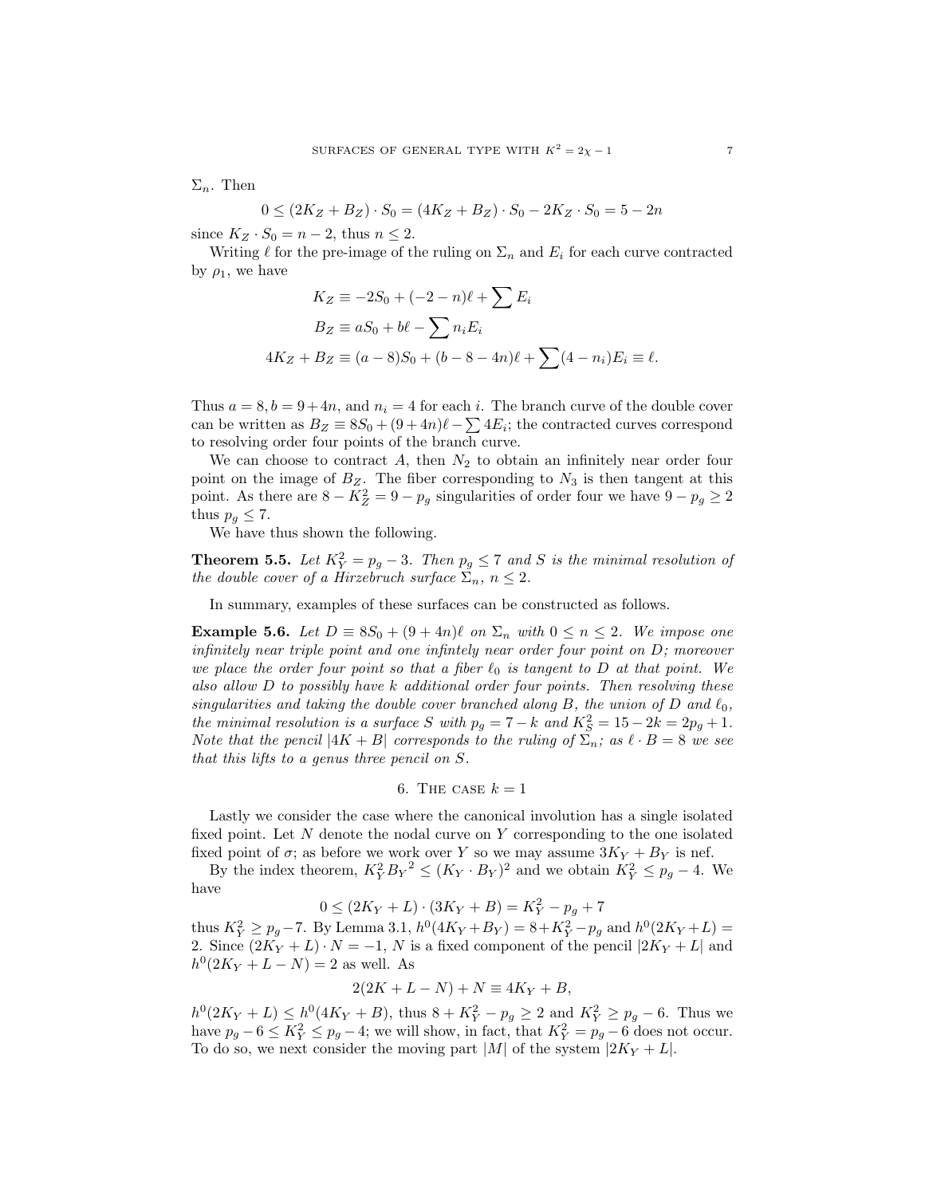$\Sigma_n$. Then

$$0 \le (2K_Z + B_Z) \cdot S_0 = (4K_Z + B_Z) \cdot S_0 - 2K_Z \cdot S_0 = 5 - 2n$$

since $K_Z \cdot S_0 = n - 2$, thus $n \le 2$.

Writing $\ell$ for the pre-image of the ruling on $\Sigma_n$ and $E_i$ for each curve contracted by $\rho_1$, we have

$$K_Z \equiv -2S_0 + (-2-n)\ell + \sum E_i$$
$$B_Z \equiv aS_0 + b\ell - \sum n_i E_i$$
$$4K_Z + B_Z \equiv (a-8)S_0 + (b - 8 - 4n)\ell + \sum (4 - n_i)E_i \equiv \ell.$$

Thus $a = 8, b = 9 + 4n$, and $n_i = 4$ for each $i$. The branch curve of the double cover can be written as $B_Z \equiv 8S_0 + (9 + 4n)\ell - \sum 4E_i$; the contracted curves correspond to resolving order four points of the branch curve.

We can choose to contract $A$, then $N_2$ to obtain an infinitely near order four point on the image of $B_Z$. The fiber corresponding to $N_3$ is then tangent at this point. As there are $8 - K_Z^2 = 9 - p_g$ singularities of order four we have $9 - p_g \ge 2$ thus $p_g \le 7$.

We have thus shown the following.

**Theorem 5.5.** *Let $K_Y^2 = p_g - 3$. Then $p_g \le 7$ and $S$ is the minimal resolution of the double cover of a Hirzebruch surface $\Sigma_n$, $n \le 2$.*

In summary, examples of these surfaces can be constructed as follows.

**Example 5.6.** *Let $D \equiv 8S_0 + (9 + 4n)\ell$ on $\Sigma_n$ with $0 \le n \le 2$. We impose one infinitely near triple point and one infintely near order four point on $D$; moreover we place the order four point so that a fiber $\ell_0$ is tangent to $D$ at that point. We also allow $D$ to possibly have $k$ additional order four points. Then resolving these singularities and taking the double cover branched along $B$, the union of $D$ and $\ell_0$, the minimal resolution is a surface $S$ with $p_g = 7 - k$ and $K_S^2 = 15 - 2k = 2p_g + 1$. Note that the pencil $|4K + B|$ corresponds to the ruling of $\Sigma_n$; as $\ell \cdot B = 8$ we see that this lifts to a genus three pencil on $S$.*

## 6. The case $k = 1$

Lastly we consider the case where the canonical involution has a single isolated fixed point. Let $N$ denote the nodal curve on $Y$ corresponding to the one isolated fixed point of $\sigma$; as before we work over $Y$ so we may assume $3K_Y + B_Y$ is nef.

By the index theorem, $K_Y^2 {B_Y}^2 \le (K_Y \cdot B_Y)^2$ and we obtain $K_Y^2 \le p_g - 4$. We have

$$0 \le (2K_Y + L) \cdot (3K_Y + B) = K_Y^2 - p_g + 7$$

thus $K_Y^2 \ge p_g - 7$. By Lemma 3.1, $h^0(4K_Y + B_Y) = 8 + K_Y^2 - p_g$ and $h^0(2K_Y + L) = 2$. Since $(2K_Y + L) \cdot N = -1$, $N$ is a fixed component of the pencil $|2K_Y + L|$ and $h^0(2K_Y + L - N) = 2$ as well. As

$$2(2K + L - N) + N \equiv 4K_Y + B,$$

$h^0(2K_Y + L) \le h^0(4K_Y + B)$, thus $8 + K_Y^2 - p_g \ge 2$ and $K_Y^2 \ge p_g - 6$. Thus we have $p_g - 6 \le K_Y^2 \le p_g - 4$; we will show, in fact, that $K_Y^2 = p_g - 6$ does not occur. To do so, we next consider the moving part $|M|$ of the system $|2K_Y + L|$.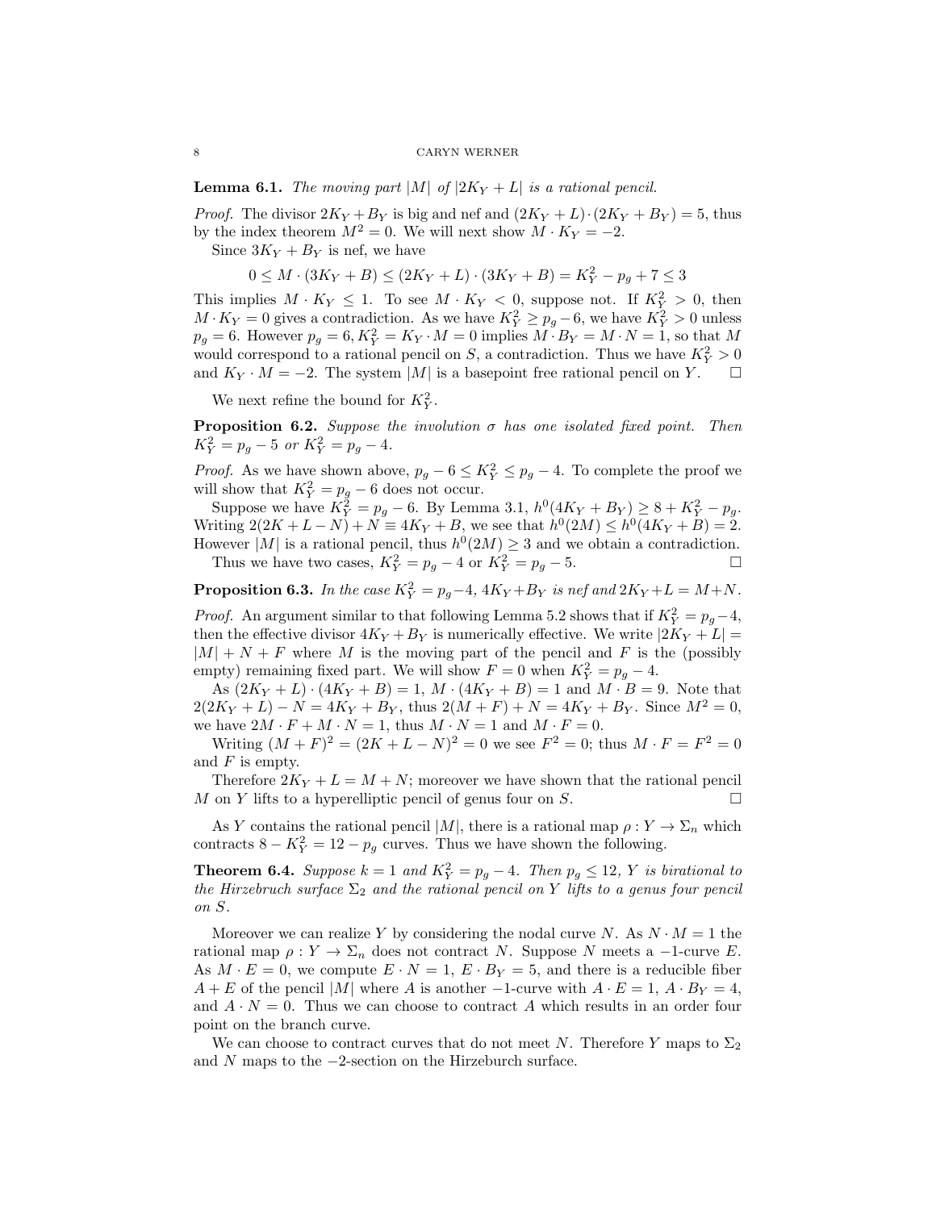**Lemma 6.1.** *The moving part $|M|$ of $|2K_Y + L|$ is a rational pencil.*

*Proof.* The divisor $2K_Y + B_Y$ is big and nef and $(2K_Y + L) \cdot (2K_Y + B_Y) = 5$, thus by the index theorem $M^2 = 0$. We will next show $M \cdot K_Y = -2$.

Since $3K_Y + B_Y$ is nef, we have

$$0 \leq M \cdot (3K_Y + B) \leq (2K_Y + L) \cdot (3K_Y + B) = K_Y^2 - p_g + 7 \leq 3$$

This implies $M \cdot K_Y \leq 1$. To see $M \cdot K_Y < 0$, suppose not. If $K_Y^2 > 0$, then $M \cdot K_Y = 0$ gives a contradiction. As we have $K_Y^2 \geq p_g - 6$, we have $K_Y^2 > 0$ unless $p_g = 6$. However $p_g = 6, K_Y^2 = K_Y \cdot M = 0$ implies $M \cdot B_Y = M \cdot N = 1$, so that $M$ would correspond to a rational pencil on $S$, a contradiction. Thus we have $K_Y^2 > 0$ and $K_Y \cdot M = -2$. The system $|M|$ is a basepoint free rational pencil on $Y$. $\square$

We next refine the bound for $K_Y^2$.

**Proposition 6.2.** *Suppose the involution $\sigma$ has one isolated fixed point. Then $K_Y^2 = p_g - 5$ or $K_Y^2 = p_g - 4$.*

*Proof.* As we have shown above, $p_g - 6 \leq K_Y^2 \leq p_g - 4$. To complete the proof we will show that $K_Y^2 = p_g - 6$ does not occur.

Suppose we have $K_Y^2 = p_g - 6$. By Lemma 3.1, $h^0(4K_Y + B_Y) \geq 8 + K_Y^2 - p_g$. Writing $2(2K + L - N) + N \equiv 4K_Y + B$, we see that $h^0(2M) \leq h^0(4K_Y + B) = 2$. However $|M|$ is a rational pencil, thus $h^0(2M) \geq 3$ and we obtain a contradiction.

Thus we have two cases, $K_Y^2 = p_g - 4$ or $K_Y^2 = p_g - 5$. $\square$

**Proposition 6.3.** *In the case $K_Y^2 = p_g - 4$, $4K_Y + B_Y$ is nef and $2K_Y + L = M + N$.*

*Proof.* An argument similar to that following Lemma 5.2 shows that if $K_Y^2 = p_g - 4$, then the effective divisor $4K_Y + B_Y$ is numerically effective. We write $|2K_Y + L| = |M| + N + F$ where $M$ is the moving part of the pencil and $F$ is the (possibly empty) remaining fixed part. We will show $F = 0$ when $K_Y^2 = p_g - 4$.

As $(2K_Y + L) \cdot (4K_Y + B) = 1$, $M \cdot (4K_Y + B) = 1$ and $M \cdot B = 9$. Note that $2(2K_Y + L) - N = 4K_Y + B_Y$, thus $2(M + F) + N = 4K_Y + B_Y$. Since $M^2 = 0$, we have $2M \cdot F + M \cdot N = 1$, thus $M \cdot N = 1$ and $M \cdot F = 0$.

Writing $(M + F)^2 = (2K + L - N)^2 = 0$ we see $F^2 = 0$; thus $M \cdot F = F^2 = 0$ and $F$ is empty.

Therefore $2K_Y + L = M + N$; moreover we have shown that the rational pencil $M$ on $Y$ lifts to a hyperelliptic pencil of genus four on $S$. $\square$

As $Y$ contains the rational pencil $|M|$, there is a rational map $\rho : Y \to \Sigma_n$ which contracts $8 - K_Y^2 = 12 - p_g$ curves. Thus we have shown the following.

**Theorem 6.4.** *Suppose $k = 1$ and $K_Y^2 = p_g - 4$. Then $p_g \leq 12$, $Y$ is birational to the Hirzebruch surface $\Sigma_2$ and the rational pencil on $Y$ lifts to a genus four pencil on $S$.*

Moreover we can realize $Y$ by considering the nodal curve $N$. As $N \cdot M = 1$ the rational map $\rho : Y \to \Sigma_n$ does not contract $N$. Suppose $N$ meets a $-1$-curve $E$. As $M \cdot E = 0$, we compute $E \cdot N = 1$, $E \cdot B_Y = 5$, and there is a reducible fiber $A + E$ of the pencil $|M|$ where $A$ is another $-1$-curve with $A \cdot E = 1$, $A \cdot B_Y = 4$, and $A \cdot N = 0$. Thus we can choose to contract $A$ which results in an order four point on the branch curve.

We can choose to contract curves that do not meet $N$. Therefore $Y$ maps to $\Sigma_2$ and $N$ maps to the $-2$-section on the Hirzebruch surface.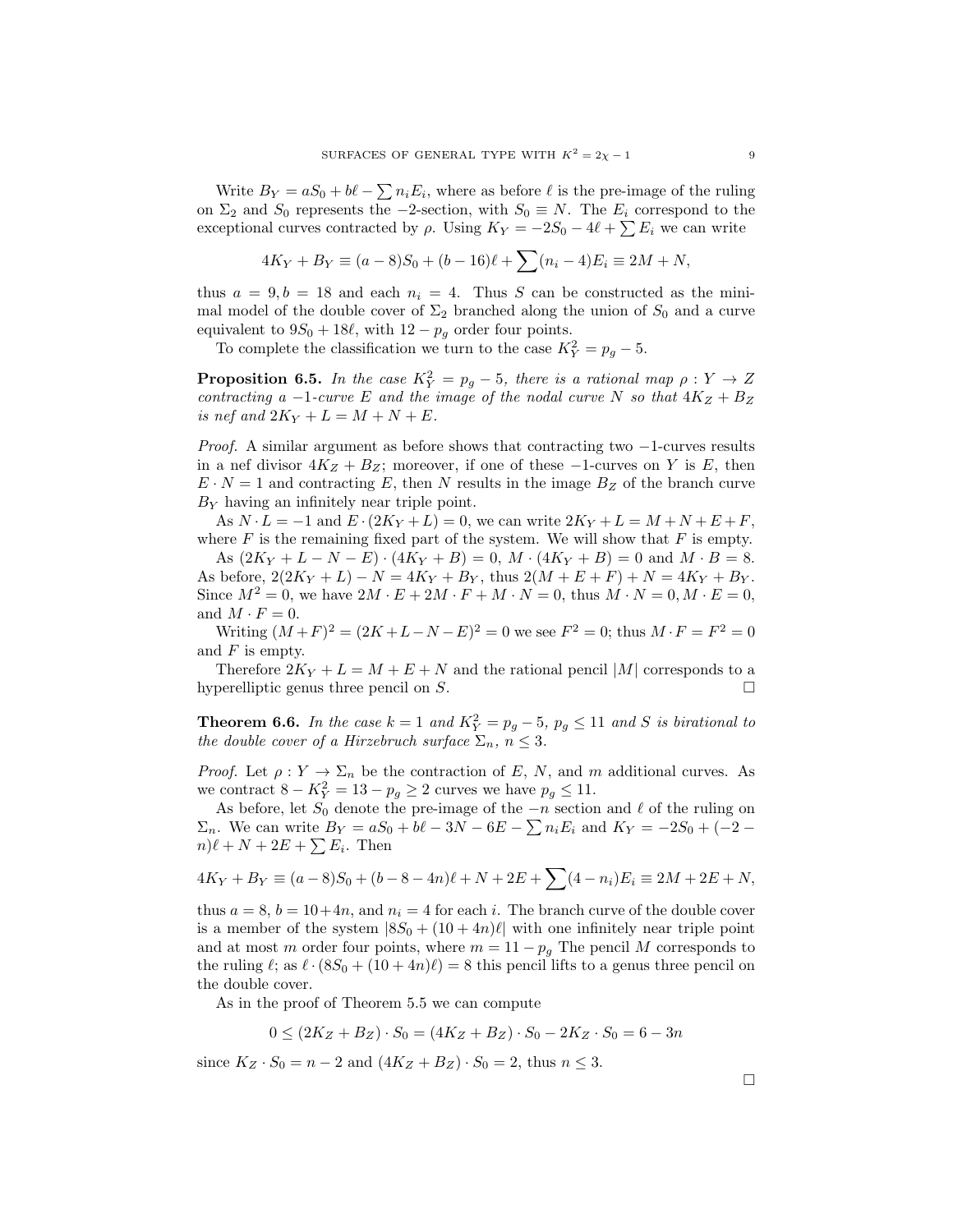Write $B_Y = aS_0 + b\ell - \sum n_i E_i$, where as before $\ell$ is the pre-image of the ruling on $\Sigma_2$ and $S_0$ represents the $-2$-section, with $S_0 \equiv N$. The $E_i$ correspond to the exceptional curves contracted by $\rho$. Using $K_Y = -2S_0 - 4\ell + \sum E_i$ we can write

$$4K_Y + B_Y \equiv (a-8)S_0 + (b-16)\ell + \sum(n_i - 4)E_i \equiv 2M + N,$$

thus $a = 9, b = 18$ and each $n_i = 4$. Thus $S$ can be constructed as the minimal model of the double cover of $\Sigma_2$ branched along the union of $S_0$ and a curve equivalent to $9S_0 + 18\ell$, with $12 - p_g$ order four points.

To complete the classification we turn to the case $K_Y^2 = p_g - 5$.

**Proposition 6.5.** *In the case $K_Y^2 = p_g - 5$, there is a rational map $\rho : Y \to Z$ contracting a $-1$-curve $E$ and the image of the nodal curve $N$ so that $4K_Z + B_Z$ is nef and $2K_Y + L = M + N + E$.*

*Proof.* A similar argument as before shows that contracting two $-1$-curves results in a nef divisor $4K_Z + B_Z$; moreover, if one of these $-1$-curves on $Y$ is $E$, then $E \cdot N = 1$ and contracting $E$, then $N$ results in the image $B_Z$ of the branch curve $B_Y$ having an infinitely near triple point.

As $N \cdot L = -1$ and $E \cdot (2K_Y + L) = 0$, we can write $2K_Y + L = M + N + E + F$, where $F$ is the remaining fixed part of the system. We will show that $F$ is empty.

As $(2K_Y + L - N - E) \cdot (4K_Y + B) = 0$, $M \cdot (4K_Y + B) = 0$ and $M \cdot B = 8$. As before, $2(2K_Y + L) - N = 4K_Y + B_Y$, thus $2(M + E + F) + N = 4K_Y + B_Y$. Since $M^2 = 0$, we have $2M \cdot E + 2M \cdot F + M \cdot N = 0$, thus $M \cdot N = 0, M \cdot E = 0$, and $M \cdot F = 0$.

Writing $(M+F)^2 = (2K + L - N - E)^2 = 0$ we see $F^2 = 0$; thus $M \cdot F = F^2 = 0$ and $F$ is empty.

Therefore $2K_Y + L = M + E + N$ and the rational pencil $|M|$ corresponds to a hyperelliptic genus three pencil on $S$. $\square$

**Theorem 6.6.** *In the case $k = 1$ and $K_Y^2 = p_g - 5$, $p_g \leq 11$ and $S$ is birational to the double cover of a Hirzebruch surface $\Sigma_n$, $n \leq 3$.*

*Proof.* Let $\rho : Y \to \Sigma_n$ be the contraction of $E$, $N$, and $m$ additional curves. As we contract $8 - K_Y^2 = 13 - p_g \geq 2$ curves we have $p_g \leq 11$.

As before, let $S_0$ denote the pre-image of the $-n$ section and $\ell$ of the ruling on $\Sigma_n$. We can write $B_Y = aS_0 + b\ell - 3N - 6E - \sum n_i E_i$ and $K_Y = -2S_0 + (-2 - n)\ell + N + 2E + \sum E_i$. Then

$$4K_Y + B_Y \equiv (a-8)S_0 + (b - 8 - 4n)\ell + N + 2E + \sum(4 - n_i)E_i \equiv 2M + 2E + N,$$

thus $a = 8$, $b = 10 + 4n$, and $n_i = 4$ for each $i$. The branch curve of the double cover is a member of the system $|8S_0 + (10 + 4n)\ell|$ with one infinitely near triple point and at most $m$ order four points, where $m = 11 - p_g$ The pencil $M$ corresponds to the ruling $\ell$; as $\ell \cdot (8S_0 + (10 + 4n)\ell) = 8$ this pencil lifts to a genus three pencil on the double cover.

As in the proof of Theorem 5.5 we can compute

$$0 \leq (2K_Z + B_Z) \cdot S_0 = (4K_Z + B_Z) \cdot S_0 - 2K_Z \cdot S_0 = 6 - 3n$$

since $K_Z \cdot S_0 = n - 2$ and $(4K_Z + B_Z) \cdot S_0 = 2$, thus $n \leq 3$.

$\square$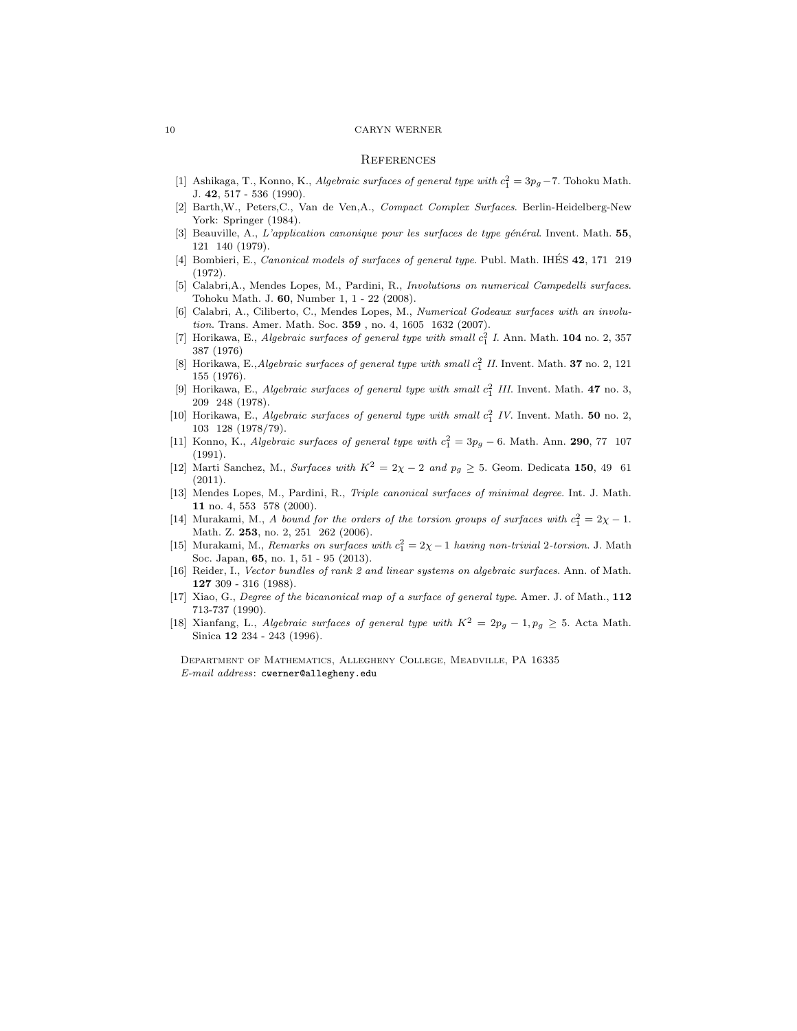## References

[1] Ashikaga, T., Konno, K., *Algebraic surfaces of general type with $c_1^2 = 3p_g - 7$*. Tohoku Math. J. **42**, 517 - 536 (1990).

[2] Barth,W., Peters,C., Van de Ven,A., *Compact Complex Surfaces*. Berlin-Heidelberg-New York: Springer (1984).

[3] Beauville, A., *L'application canonique pour les surfaces de type général*. Invent. Math. **55**, 121 140 (1979).

[4] Bombieri, E., *Canonical models of surfaces of general type*. Publ. Math. IHÉS **42**, 171 219 (1972).

[5] Calabri,A., Mendes Lopes, M., Pardini, R., *Involutions on numerical Campedelli surfaces*. Tohoku Math. J. **60**, Number 1, 1 - 22 (2008).

[6] Calabri, A., Ciliberto, C., Mendes Lopes, M., *Numerical Godeaux surfaces with an involution*. Trans. Amer. Math. Soc. **359** , no. 4, 1605 1632 (2007).

[7] Horikawa, E., *Algebraic surfaces of general type with small $c_1^2$ I*. Ann. Math. **104** no. 2, 357 387 (1976)

[8] Horikawa, E.,*Algebraic surfaces of general type with small $c_1^2$ II*. Invent. Math. **37** no. 2, 121 155 (1976).

[9] Horikawa, E., *Algebraic surfaces of general type with small $c_1^2$ III*. Invent. Math. **47** no. 3, 209 248 (1978).

[10] Horikawa, E., *Algebraic surfaces of general type with small $c_1^2$ IV*. Invent. Math. **50** no. 2, 103 128 (1978/79).

[11] Konno, K., *Algebraic surfaces of general type with $c_1^2 = 3p_g - 6$*. Math. Ann. **290**, 77 107 (1991).

[12] Marti Sanchez, M., *Surfaces with $K^2 = 2\chi - 2$ and $p_g \geq 5$*. Geom. Dedicata **150**, 49 61 (2011).

[13] Mendes Lopes, M., Pardini, R., *Triple canonical surfaces of minimal degree*. Int. J. Math. **11** no. 4, 553 578 (2000).

[14] Murakami, M., *A bound for the orders of the torsion groups of surfaces with $c_1^2 = 2\chi - 1$*. Math. Z. **253**, no. 2, 251 262 (2006).

[15] Murakami, M., *Remarks on surfaces with $c_1^2 = 2\chi - 1$ having non-trivial 2-torsion*. J. Math Soc. Japan, **65**, no. 1, 51 - 95 (2013).

[16] Reider, I., *Vector bundles of rank 2 and linear systems on algebraic surfaces*. Ann. of Math. **127** 309 - 316 (1988).

[17] Xiao, G., *Degree of the bicanonical map of a surface of general type*. Amer. J. of Math., **112** 713-737 (1990).

[18] Xianfang, L., *Algebraic surfaces of general type with $K^2 = 2p_g - 1, p_g \geq 5$*. Acta Math. Sinica **12** 234 - 243 (1996).

Department of Mathematics, Allegheny College, Meadville, PA 16335

*E-mail address*: cwerner@allegheny.edu